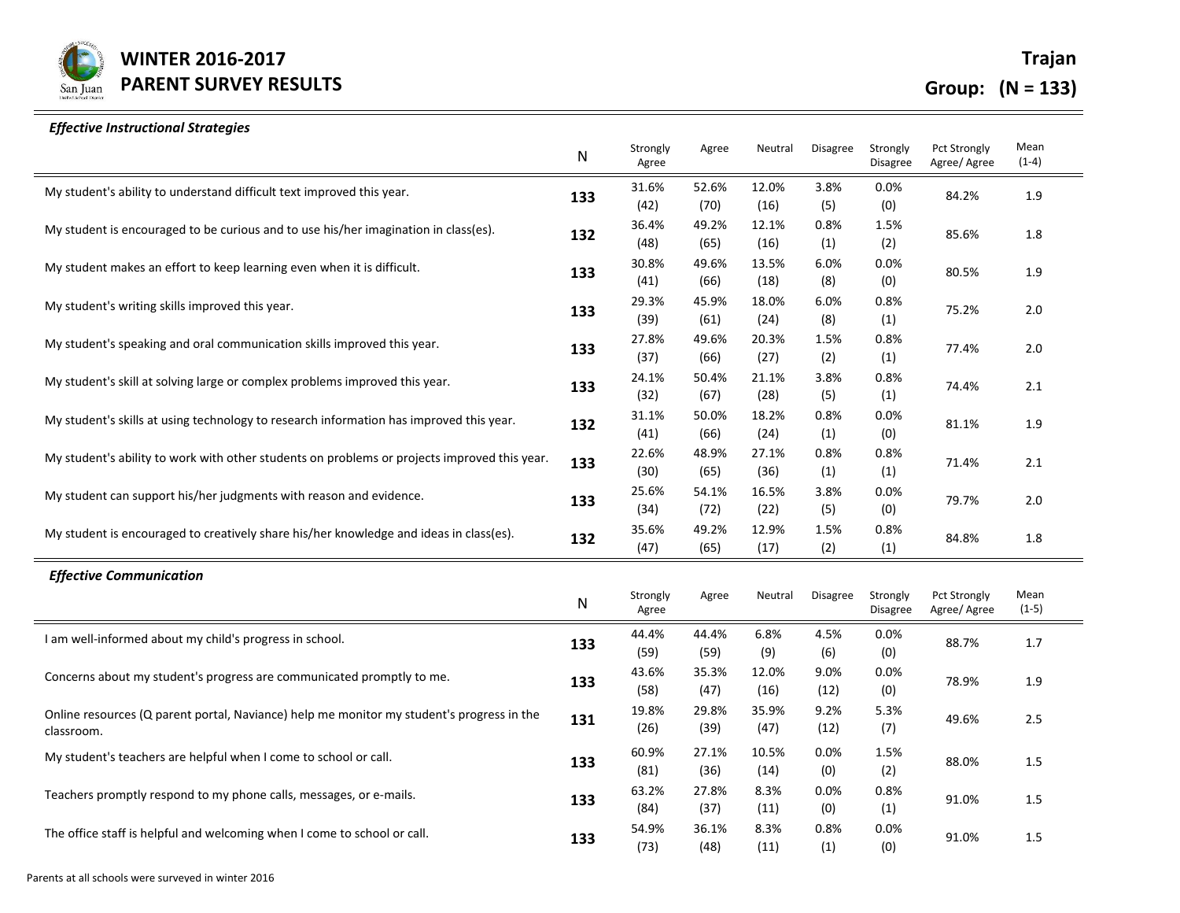# WINTER 2016-2017
# PARENT SURVEY RESULTS

**Trajan**

**Group: (N = 133)**

### *Effective Instructional Strategies*

| | N | Strongly Agree | Agree | Neutral | Disagree | Strongly Disagree | Pct Strongly Agree/ Agree | Mean (1-4) |
|---|---|---|---|---|---|---|---|---|
| My student's ability to understand difficult text improved this year. | **133** | 31.6% (42) | 52.6% (70) | 12.0% (16) | 3.8% (5) | 0.0% (0) | 84.2% | 1.9 |
| My student is encouraged to be curious and to use his/her imagination in class(es). | **132** | 36.4% (48) | 49.2% (65) | 12.1% (16) | 0.8% (1) | 1.5% (2) | 85.6% | 1.8 |
| My student makes an effort to keep learning even when it is difficult. | **133** | 30.8% (41) | 49.6% (66) | 13.5% (18) | 6.0% (8) | 0.0% (0) | 80.5% | 1.9 |
| My student's writing skills improved this year. | **133** | 29.3% (39) | 45.9% (61) | 18.0% (24) | 6.0% (8) | 0.8% (1) | 75.2% | 2.0 |
| My student's speaking and oral communication skills improved this year. | **133** | 27.8% (37) | 49.6% (66) | 20.3% (27) | 1.5% (2) | 0.8% (1) | 77.4% | 2.0 |
| My student's skill at solving large or complex problems improved this year. | **133** | 24.1% (32) | 50.4% (67) | 21.1% (28) | 3.8% (5) | 0.8% (1) | 74.4% | 2.1 |
| My student's skills at using technology to research information has improved this year. | **132** | 31.1% (41) | 50.0% (66) | 18.2% (24) | 0.8% (1) | 0.0% (0) | 81.1% | 1.9 |
| My student's ability to work with other students on problems or projects improved this year. | **133** | 22.6% (30) | 48.9% (65) | 27.1% (36) | 0.8% (1) | 0.8% (1) | 71.4% | 2.1 |
| My student can support his/her judgments with reason and evidence. | **133** | 25.6% (34) | 54.1% (72) | 16.5% (22) | 3.8% (5) | 0.0% (0) | 79.7% | 2.0 |
| My student is encouraged to creatively share his/her knowledge and ideas in class(es). | **132** | 35.6% (47) | 49.2% (65) | 12.9% (17) | 1.5% (2) | 0.8% (1) | 84.8% | 1.8 |

### *Effective Communication*

| | N | Strongly Agree | Agree | Neutral | Disagree | Strongly Disagree | Pct Strongly Agree/ Agree | Mean (1-5) |
|---|---|---|---|---|---|---|---|---|
| I am well-informed about my child's progress in school. | **133** | 44.4% (59) | 44.4% (59) | 6.8% (9) | 4.5% (6) | 0.0% (0) | 88.7% | 1.7 |
| Concerns about my student's progress are communicated promptly to me. | **133** | 43.6% (58) | 35.3% (47) | 12.0% (16) | 9.0% (12) | 0.0% (0) | 78.9% | 1.9 |
| Online resources (Q parent portal, Naviance) help me monitor my student's progress in the classroom. | **131** | 19.8% (26) | 29.8% (39) | 35.9% (47) | 9.2% (12) | 5.3% (7) | 49.6% | 2.5 |
| My student's teachers are helpful when I come to school or call. | **133** | 60.9% (81) | 27.1% (36) | 10.5% (14) | 0.0% (0) | 1.5% (2) | 88.0% | 1.5 |
| Teachers promptly respond to my phone calls, messages, or e-mails. | **133** | 63.2% (84) | 27.8% (37) | 8.3% (11) | 0.0% (0) | 0.8% (1) | 91.0% | 1.5 |
| The office staff is helpful and welcoming when I come to school or call. | **133** | 54.9% (73) | 36.1% (48) | 8.3% (11) | 0.8% (1) | 0.0% (0) | 91.0% | 1.5 |

Parents at all schools were surveyed in winter 2016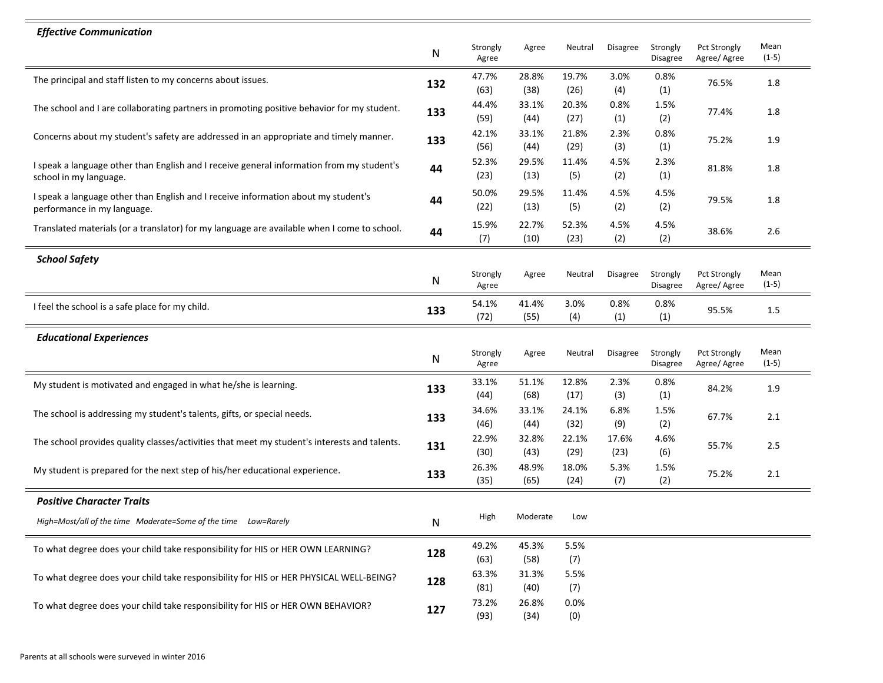### *Effective Communication*

| | N | Strongly Agree | Agree | Neutral | Disagree | Strongly Disagree | Pct Strongly Agree/ Agree | Mean (1-5) |
|---|---|---|---|---|---|---|---|---|
| The principal and staff listen to my concerns about issues. | **132** | 47.7% (63) | 28.8% (38) | 19.7% (26) | 3.0% (4) | 0.8% (1) | 76.5% | 1.8 |
| The school and I are collaborating partners in promoting positive behavior for my student. | **133** | 44.4% (59) | 33.1% (44) | 20.3% (27) | 0.8% (1) | 1.5% (2) | 77.4% | 1.8 |
| Concerns about my student's safety are addressed in an appropriate and timely manner. | **133** | 42.1% (56) | 33.1% (44) | 21.8% (29) | 2.3% (3) | 0.8% (1) | 75.2% | 1.9 |
| I speak a language other than English and I receive general information from my student's school in my language. | **44** | 52.3% (23) | 29.5% (13) | 11.4% (5) | 4.5% (2) | 2.3% (1) | 81.8% | 1.8 |
| I speak a language other than English and I receive information about my student's performance in my language. | **44** | 50.0% (22) | 29.5% (13) | 11.4% (5) | 4.5% (2) | 4.5% (2) | 79.5% | 1.8 |
| Translated materials (or a translator) for my language are available when I come to school. | **44** | 15.9% (7) | 22.7% (10) | 52.3% (23) | 4.5% (2) | 4.5% (2) | 38.6% | 2.6 |

### *School Safety*

| | N | Strongly Agree | Agree | Neutral | Disagree | Strongly Disagree | Pct Strongly Agree/ Agree | Mean (1-5) |
|---|---|---|---|---|---|---|---|---|
| I feel the school is a safe place for my child. | **133** | 54.1% (72) | 41.4% (55) | 3.0% (4) | 0.8% (1) | 0.8% (1) | 95.5% | 1.5 |

### *Educational Experiences*

| | N | Strongly Agree | Agree | Neutral | Disagree | Strongly Disagree | Pct Strongly Agree/ Agree | Mean (1-5) |
|---|---|---|---|---|---|---|---|---|
| My student is motivated and engaged in what he/she is learning. | **133** | 33.1% (44) | 51.1% (68) | 12.8% (17) | 2.3% (3) | 0.8% (1) | 84.2% | 1.9 |
| The school is addressing my student's talents, gifts, or special needs. | **133** | 34.6% (46) | 33.1% (44) | 24.1% (32) | 6.8% (9) | 1.5% (2) | 67.7% | 2.1 |
| The school provides quality classes/activities that meet my student's interests and talents. | **131** | 22.9% (30) | 32.8% (43) | 22.1% (29) | 17.6% (23) | 4.6% (6) | 55.7% | 2.5 |
| My student is prepared for the next step of his/her educational experience. | **133** | 26.3% (35) | 48.9% (65) | 18.0% (24) | 5.3% (7) | 1.5% (2) | 75.2% | 2.1 |

### *Positive Character Traits*

*High=Most/all of the time Moderate=Some of the time Low=Rarely*

| | N | High | Moderate | Low |
|---|---|---|---|---|
| To what degree does your child take responsibility for HIS or HER OWN LEARNING? | **128** | 49.2% (63) | 45.3% (58) | 5.5% (7) |
| To what degree does your child take responsibility for HIS or HER PHYSICAL WELL-BEING? | **128** | 63.3% (81) | 31.3% (40) | 5.5% (7) |
| To what degree does your child take responsibility for HIS or HER OWN BEHAVIOR? | **127** | 73.2% (93) | 26.8% (34) | 0.0% (0) |

Parents at all schools were surveyed in winter 2016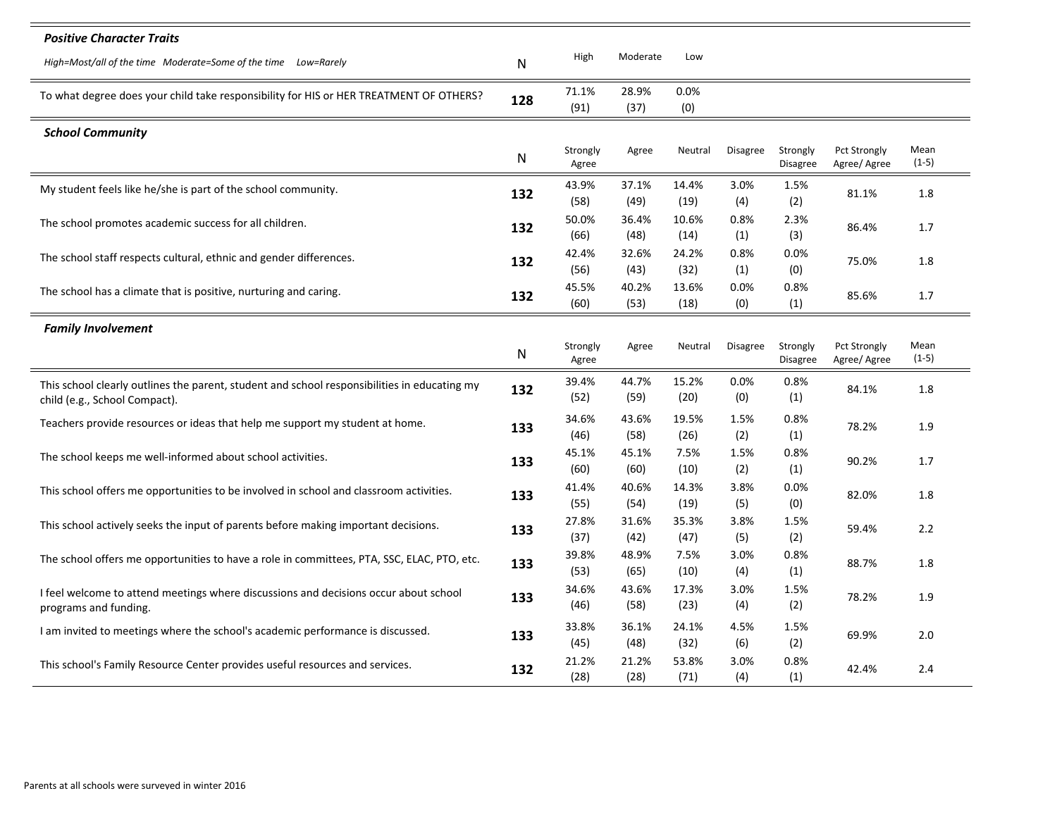### *Positive Character Traits*

| *High=Most/all of the time Moderate=Some of the time Low=Rarely* | N | High | Moderate | Low |
|---|---|---|---|---|
| To what degree does your child take responsibility for HIS or HER TREATMENT OF OTHERS? | **128** | 71.1% (91) | 28.9% (37) | 0.0% (0) |

### *School Community*

| | N | Strongly Agree | Agree | Neutral | Disagree | Strongly Disagree | Pct Strongly Agree/ Agree | Mean (1-5) |
|---|---|---|---|---|---|---|---|---|
| My student feels like he/she is part of the school community. | **132** | 43.9% (58) | 37.1% (49) | 14.4% (19) | 3.0% (4) | 1.5% (2) | 81.1% | 1.8 |
| The school promotes academic success for all children. | **132** | 50.0% (66) | 36.4% (48) | 10.6% (14) | 0.8% (1) | 2.3% (3) | 86.4% | 1.7 |
| The school staff respects cultural, ethnic and gender differences. | **132** | 42.4% (56) | 32.6% (43) | 24.2% (32) | 0.8% (1) | 0.0% (0) | 75.0% | 1.8 |
| The school has a climate that is positive, nurturing and caring. | **132** | 45.5% (60) | 40.2% (53) | 13.6% (18) | 0.0% (0) | 0.8% (1) | 85.6% | 1.7 |

### *Family Involvement*

| | N | Strongly Agree | Agree | Neutral | Disagree | Strongly Disagree | Pct Strongly Agree/ Agree | Mean (1-5) |
|---|---|---|---|---|---|---|---|---|
| This school clearly outlines the parent, student and school responsibilities in educating my child (e.g., School Compact). | **132** | 39.4% (52) | 44.7% (59) | 15.2% (20) | 0.0% (0) | 0.8% (1) | 84.1% | 1.8 |
| Teachers provide resources or ideas that help me support my student at home. | **133** | 34.6% (46) | 43.6% (58) | 19.5% (26) | 1.5% (2) | 0.8% (1) | 78.2% | 1.9 |
| The school keeps me well-informed about school activities. | **133** | 45.1% (60) | 45.1% (60) | 7.5% (10) | 1.5% (2) | 0.8% (1) | 90.2% | 1.7 |
| This school offers me opportunities to be involved in school and classroom activities. | **133** | 41.4% (55) | 40.6% (54) | 14.3% (19) | 3.8% (5) | 0.0% (0) | 82.0% | 1.8 |
| This school actively seeks the input of parents before making important decisions. | **133** | 27.8% (37) | 31.6% (42) | 35.3% (47) | 3.8% (5) | 1.5% (2) | 59.4% | 2.2 |
| The school offers me opportunities to have a role in committees, PTA, SSC, ELAC, PTO, etc. | **133** | 39.8% (53) | 48.9% (65) | 7.5% (10) | 3.0% (4) | 0.8% (1) | 88.7% | 1.8 |
| I feel welcome to attend meetings where discussions and decisions occur about school programs and funding. | **133** | 34.6% (46) | 43.6% (58) | 17.3% (23) | 3.0% (4) | 1.5% (2) | 78.2% | 1.9 |
| I am invited to meetings where the school's academic performance is discussed. | **133** | 33.8% (45) | 36.1% (48) | 24.1% (32) | 4.5% (6) | 1.5% (2) | 69.9% | 2.0 |
| This school's Family Resource Center provides useful resources and services. | **132** | 21.2% (28) | 21.2% (28) | 53.8% (71) | 3.0% (4) | 0.8% (1) | 42.4% | 2.4 |

Parents at all schools were surveyed in winter 2016